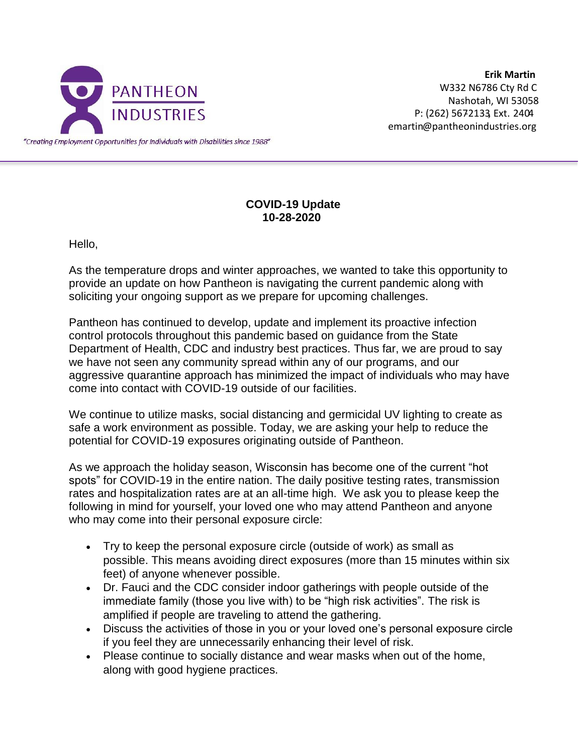PANTHEON INDUSTRIES

*"Creating Employment Opportunities for Individuals with Disabilities since 1988"*

**Erik Martin**
W332 N6786 Cty Rd C
Nashotah, WI 53058
P: (262) 567-2133, Ext. 2404
emartin@pantheonindustries.org

**COVID-19 Update**
**10-28-2020**

Hello,

As the temperature drops and winter approaches, we wanted to take this opportunity to provide an update on how Pantheon is navigating the current pandemic along with soliciting your ongoing support as we prepare for upcoming challenges.

Pantheon has continued to develop, update and implement its proactive infection control protocols throughout this pandemic based on guidance from the State Department of Health, CDC and industry best practices. Thus far, we are proud to say we have not seen any community spread within any of our programs, and our aggressive quarantine approach has minimized the impact of individuals who may have come into contact with COVID-19 outside of our facilities.

We continue to utilize masks, social distancing and germicidal UV lighting to create as safe a work environment as possible. Today, we are asking your help to reduce the potential for COVID-19 exposures originating outside of Pantheon.

As we approach the holiday season, Wisconsin has become one of the current "hot spots" for COVID-19 in the entire nation. The daily positive testing rates, transmission rates and hospitalization rates are at an all-time high. We ask you to please keep the following in mind for yourself, your loved one who may attend Pantheon and anyone who may come into their personal exposure circle:

- Try to keep the personal exposure circle (outside of work) as small as possible. This means avoiding direct exposures (more than 15 minutes within six feet) of anyone whenever possible.
- Dr. Fauci and the CDC consider indoor gatherings with people outside of the immediate family (those you live with) to be "high risk activities". The risk is amplified if people are traveling to attend the gathering.
- Discuss the activities of those in you or your loved one's personal exposure circle if you feel they are unnecessarily enhancing their level of risk.
- Please continue to socially distance and wear masks when out of the home, along with good hygiene practices.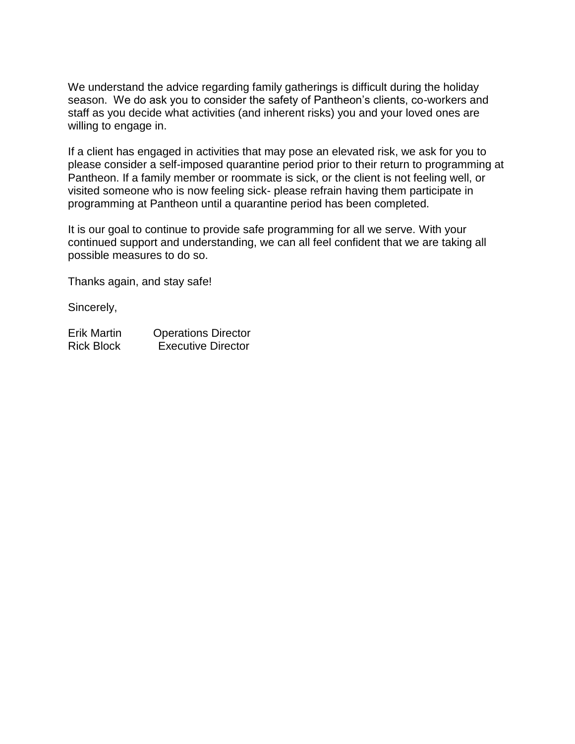We understand the advice regarding family gatherings is difficult during the holiday season. We do ask you to consider the safety of Pantheon's clients, co-workers and staff as you decide what activities (and inherent risks) you and your loved ones are willing to engage in.

If a client has engaged in activities that may pose an elevated risk, we ask for you to please consider a self-imposed quarantine period prior to their return to programming at Pantheon. If a family member or roommate is sick, or the client is not feeling well, or visited someone who is now feeling sick- please refrain having them participate in programming at Pantheon until a quarantine period has been completed.

It is our goal to continue to provide safe programming for all we serve. With your continued support and understanding, we can all feel confident that we are taking all possible measures to do so.

Thanks again, and stay safe!

Sincerely,

Erik Martin Operations Director
Rick Block Executive Director